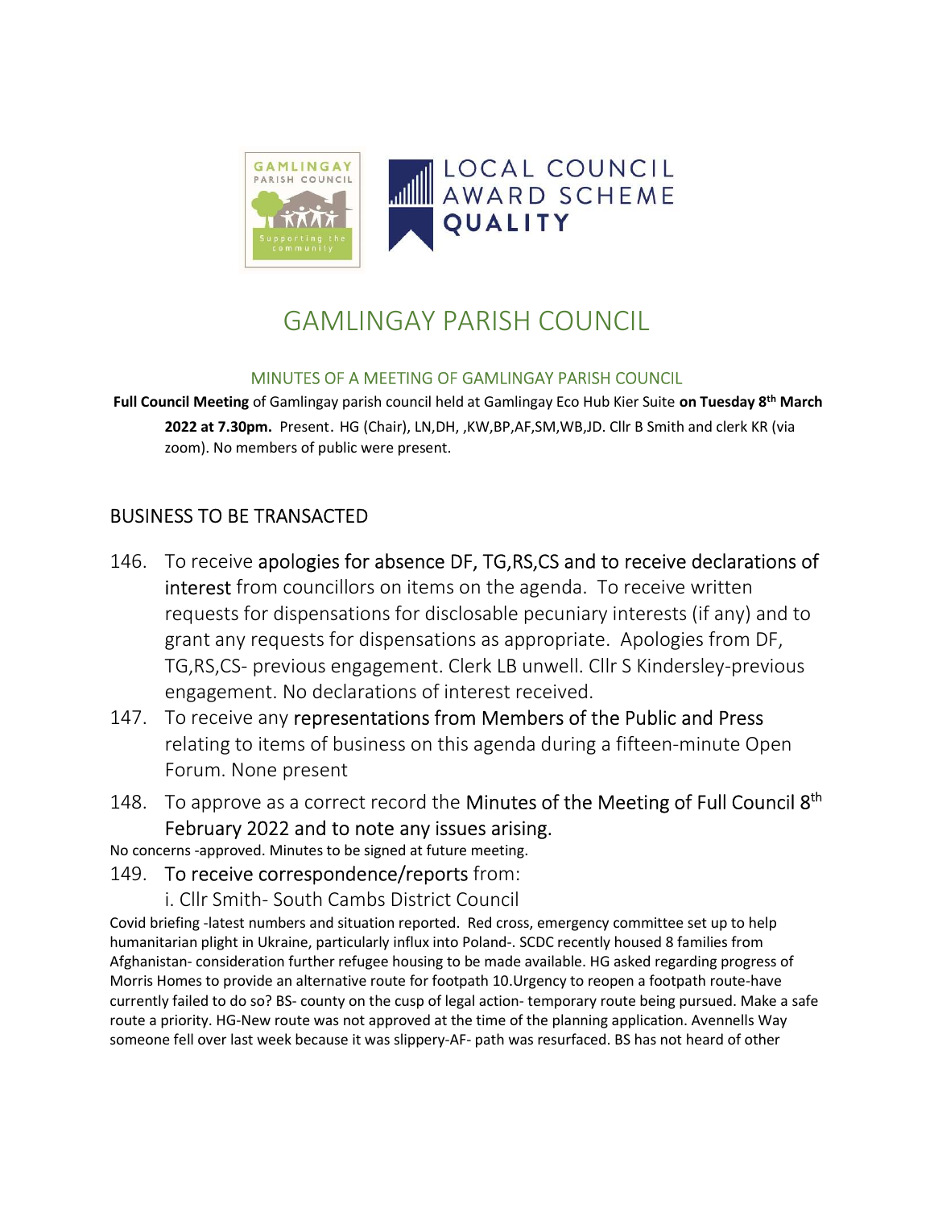# GAMLINGAY PARISH COUNCIL

## MINUTES OF A MEETING OF GAMLINGAY PARISH COUNCIL

**Full Council Meeting** of Gamlingay parish council held at Gamlingay Eco Hub Kier Suite **on Tuesday 8th March 2022 at 7.30pm.** Present. HG (Chair), LN,DH, ,KW,BP,AF,SM,WB,JD. Cllr B Smith and clerk KR (via zoom). No members of public were present.

## BUSINESS TO BE TRANSACTED

146. To receive apologies for absence DF, TG,RS,CS and to receive declarations of interest from councillors on items on the agenda. To receive written requests for dispensations for disclosable pecuniary interests (if any) and to grant any requests for dispensations as appropriate. Apologies from DF, TG,RS,CS- previous engagement. Clerk LB unwell. Cllr S Kindersley-previous engagement. No declarations of interest received.
147. To receive any representations from Members of the Public and Press relating to items of business on this agenda during a fifteen-minute Open Forum. None present
148. To approve as a correct record the Minutes of the Meeting of Full Council 8th February 2022 and to note any issues arising.

No concerns -approved. Minutes to be signed at future meeting.

149. To receive correspondence/reports from:
    i. Cllr Smith- South Cambs District Council

Covid briefing -latest numbers and situation reported. Red cross, emergency committee set up to help humanitarian plight in Ukraine, particularly influx into Poland-. SCDC recently housed 8 families from Afghanistan- consideration further refugee housing to be made available. HG asked regarding progress of Morris Homes to provide an alternative route for footpath 10.Urgency to reopen a footpath route-have currently failed to do so? BS- county on the cusp of legal action- temporary route being pursued. Make a safe route a priority. HG-New route was not approved at the time of the planning application. Avennells Way someone fell over last week because it was slippery-AF- path was resurfaced. BS has not heard of other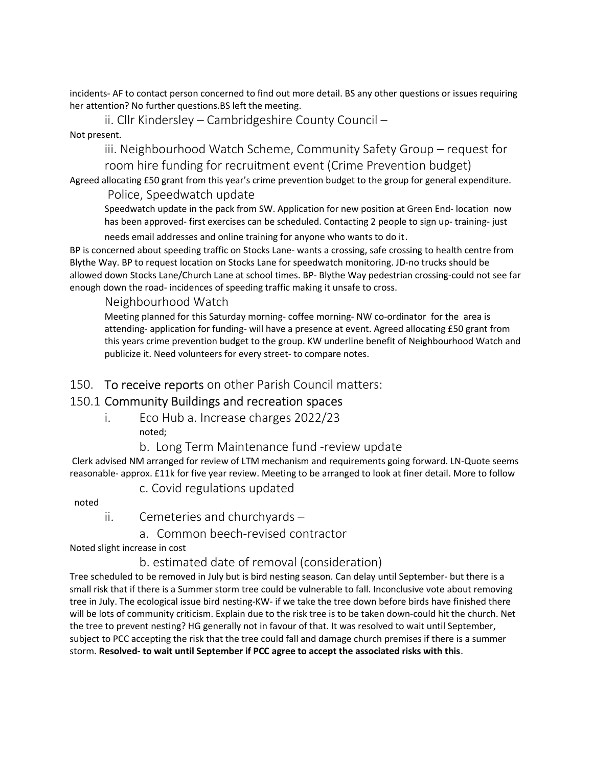incidents- AF to contact person concerned to find out more detail. BS any other questions or issues requiring her attention? No further questions.BS left the meeting.

ii. Cllr Kindersley – Cambridgeshire County Council –

Not present.

iii. Neighbourhood Watch Scheme, Community Safety Group – request for room hire funding for recruitment event (Crime Prevention budget)

Agreed allocating £50 grant from this year's crime prevention budget to the group for general expenditure.

Police, Speedwatch update

Speedwatch update in the pack from SW. Application for new position at Green End- location now has been approved- first exercises can be scheduled. Contacting 2 people to sign up- training- just needs email addresses and online training for anyone who wants to do it.

BP is concerned about speeding traffic on Stocks Lane- wants a crossing, safe crossing to health centre from Blythe Way. BP to request location on Stocks Lane for speedwatch monitoring. JD-no trucks should be allowed down Stocks Lane/Church Lane at school times. BP- Blythe Way pedestrian crossing-could not see far enough down the road- incidences of speeding traffic making it unsafe to cross.

Neighbourhood Watch

Meeting planned for this Saturday morning- coffee morning- NW co-ordinator for the area is attending- application for funding- will have a presence at event. Agreed allocating £50 grant from this years crime prevention budget to the group. KW underline benefit of Neighbourhood Watch and publicize it. Need volunteers for every street- to compare notes.

## 150. To receive reports on other Parish Council matters:

### 150.1 Community Buildings and recreation spaces

i. Eco Hub a. Increase charges 2022/23

noted;

b. Long Term Maintenance fund -review update

Clerk advised NM arranged for review of LTM mechanism and requirements going forward. LN-Quote seems reasonable- approx. £11k for five year review. Meeting to be arranged to look at finer detail. More to follow

c. Covid regulations updated

noted

ii. Cemeteries and churchyards –

a. Common beech-revised contractor

Noted slight increase in cost

b. estimated date of removal (consideration)

Tree scheduled to be removed in July but is bird nesting season. Can delay until September- but there is a small risk that if there is a Summer storm tree could be vulnerable to fall. Inconclusive vote about removing tree in July. The ecological issue bird nesting-KW- if we take the tree down before birds have finished there will be lots of community criticism. Explain due to the risk tree is to be taken down-could hit the church. Net the tree to prevent nesting? HG generally not in favour of that. It was resolved to wait until September, subject to PCC accepting the risk that the tree could fall and damage church premises if there is a summer storm. **Resolved- to wait until September if PCC agree to accept the associated risks with this**.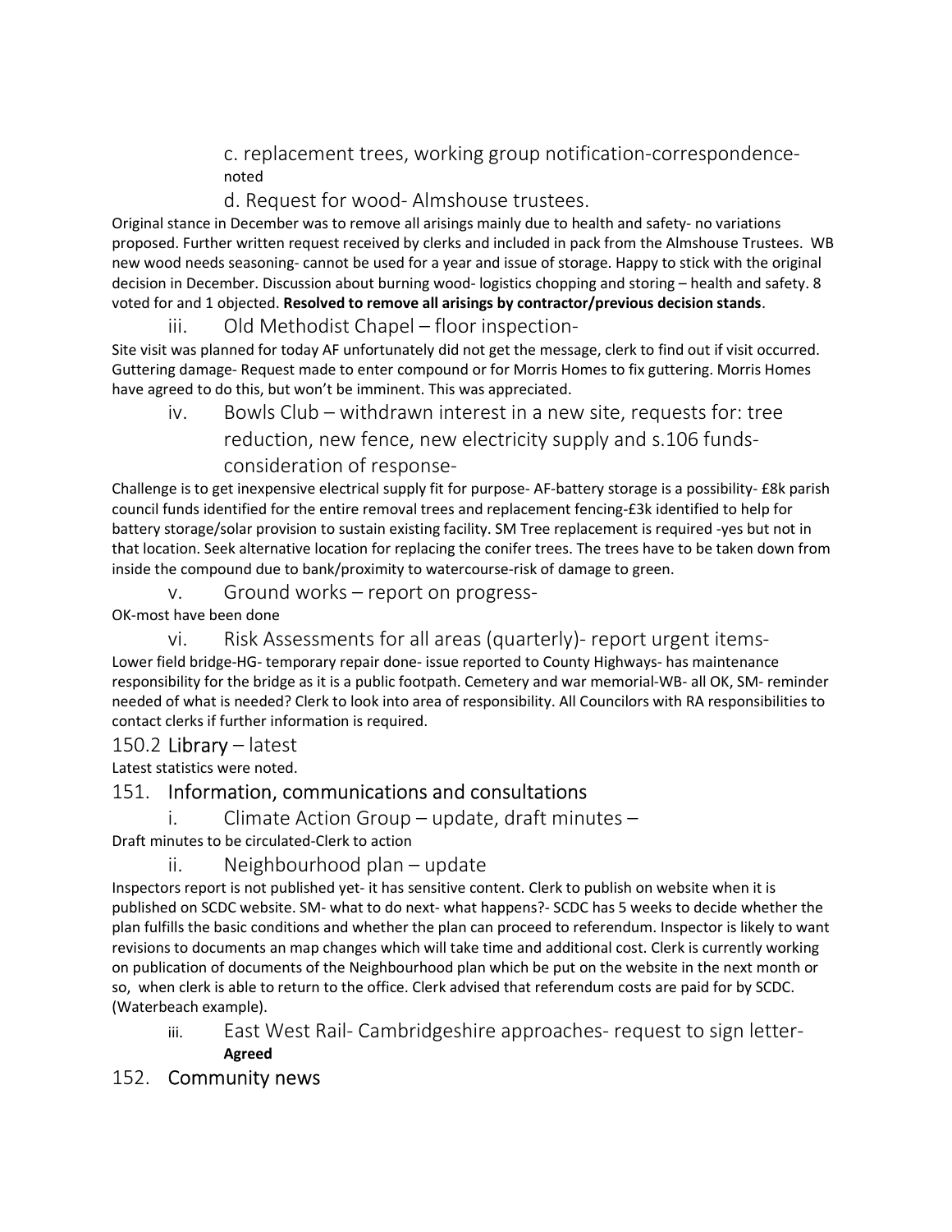c. replacement trees, working group notification-correspondence-noted

d. Request for wood- Almshouse trustees.

Original stance in December was to remove all arisings mainly due to health and safety- no variations proposed. Further written request received by clerks and included in pack from the Almshouse Trustees. WB new wood needs seasoning- cannot be used for a year and issue of storage. Happy to stick with the original decision in December. Discussion about burning wood- logistics chopping and storing – health and safety. 8 voted for and 1 objected. **Resolved to remove all arisings by contractor/previous decision stands**.

iii. Old Methodist Chapel – floor inspection-

Site visit was planned for today AF unfortunately did not get the message, clerk to find out if visit occurred. Guttering damage- Request made to enter compound or for Morris Homes to fix guttering. Morris Homes have agreed to do this, but won't be imminent. This was appreciated.

iv. Bowls Club – withdrawn interest in a new site, requests for: tree reduction, new fence, new electricity supply and s.106 funds-consideration of response-

Challenge is to get inexpensive electrical supply fit for purpose- AF-battery storage is a possibility- £8k parish council funds identified for the entire removal trees and replacement fencing-£3k identified to help for battery storage/solar provision to sustain existing facility. SM Tree replacement is required -yes but not in that location. Seek alternative location for replacing the conifer trees. The trees have to be taken down from inside the compound due to bank/proximity to watercourse-risk of damage to green.

v. Ground works – report on progress-

OK-most have been done

vi. Risk Assessments for all areas (quarterly)- report urgent items-

Lower field bridge-HG- temporary repair done- issue reported to County Highways- has maintenance responsibility for the bridge as it is a public footpath. Cemetery and war memorial-WB- all OK, SM- reminder needed of what is needed? Clerk to look into area of responsibility. All Councilors with RA responsibilities to contact clerks if further information is required.

## 150.2 Library – latest

Latest statistics were noted.

## 151. Information, communications and consultations

i. Climate Action Group – update, draft minutes –

Draft minutes to be circulated-Clerk to action

ii. Neighbourhood plan – update

Inspectors report is not published yet- it has sensitive content. Clerk to publish on website when it is published on SCDC website. SM- what to do next- what happens?- SCDC has 5 weeks to decide whether the plan fulfills the basic conditions and whether the plan can proceed to referendum. Inspector is likely to want revisions to documents an map changes which will take time and additional cost. Clerk is currently working on publication of documents of the Neighbourhood plan which be put on the website in the next month or so, when clerk is able to return to the office. Clerk advised that referendum costs are paid for by SCDC. (Waterbeach example).

iii. East West Rail- Cambridgeshire approaches- request to sign letter- **Agreed**

## 152. Community news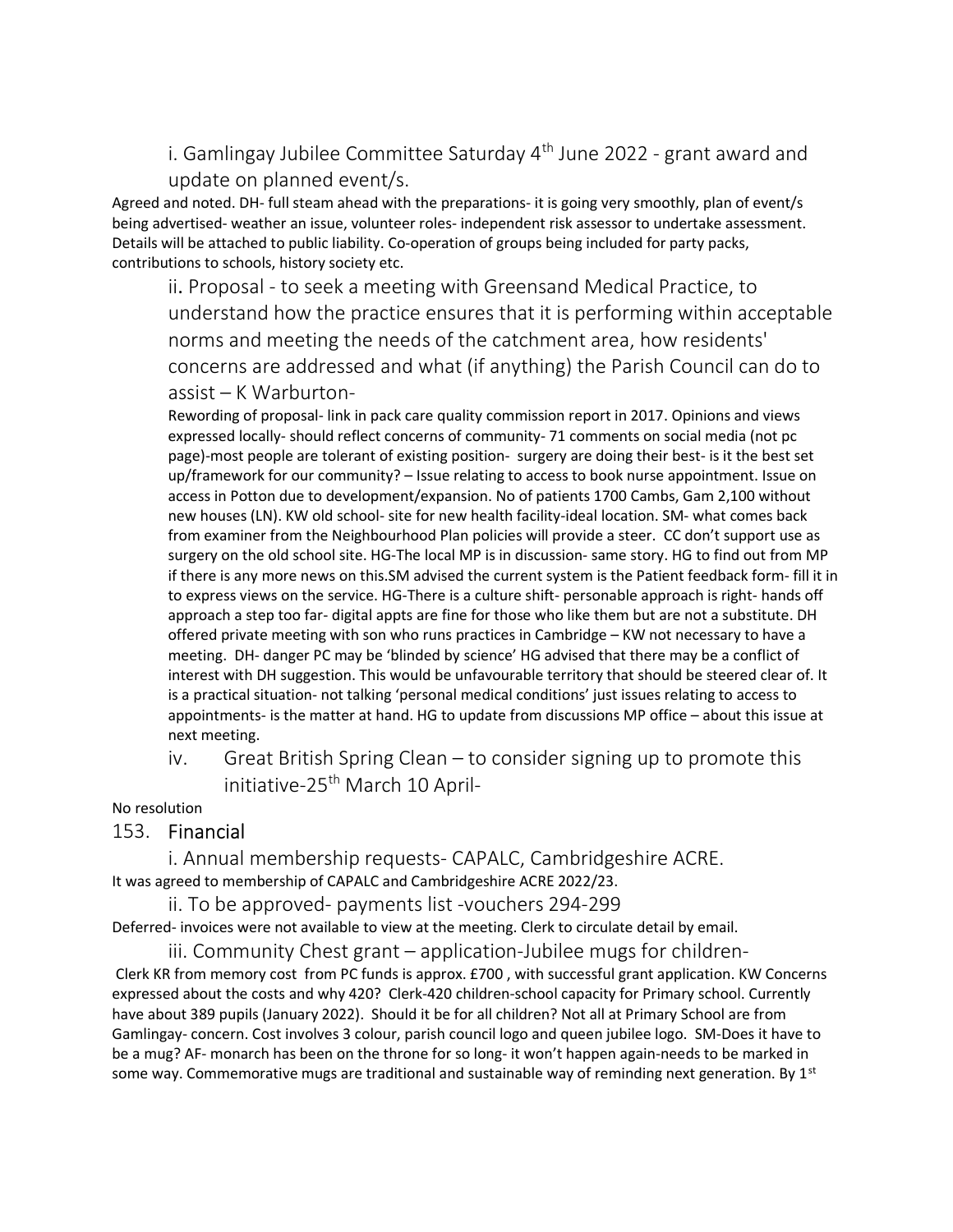i. Gamlingay Jubilee Committee Saturday 4th June 2022 - grant award and update on planned event/s.

Agreed and noted. DH- full steam ahead with the preparations- it is going very smoothly, plan of event/s being advertised- weather an issue, volunteer roles- independent risk assessor to undertake assessment. Details will be attached to public liability. Co-operation of groups being included for party packs, contributions to schools, history society etc.

ii. Proposal - to seek a meeting with Greensand Medical Practice, to understand how the practice ensures that it is performing within acceptable norms and meeting the needs of the catchment area, how residents' concerns are addressed and what (if anything) the Parish Council can do to assist – K Warburton-

Rewording of proposal- link in pack care quality commission report in 2017. Opinions and views expressed locally- should reflect concerns of community- 71 comments on social media (not pc page)-most people are tolerant of existing position- surgery are doing their best- is it the best set up/framework for our community? – Issue relating to access to book nurse appointment. Issue on access in Potton due to development/expansion. No of patients 1700 Cambs, Gam 2,100 without new houses (LN). KW old school- site for new health facility-ideal location. SM- what comes back from examiner from the Neighbourhood Plan policies will provide a steer. CC don't support use as surgery on the old school site. HG-The local MP is in discussion- same story. HG to find out from MP if there is any more news on this.SM advised the current system is the Patient feedback form- fill it in to express views on the service. HG-There is a culture shift- personable approach is right- hands off approach a step too far- digital appts are fine for those who like them but are not a substitute. DH offered private meeting with son who runs practices in Cambridge – KW not necessary to have a meeting. DH- danger PC may be 'blinded by science' HG advised that there may be a conflict of interest with DH suggestion. This would be unfavourable territory that should be steered clear of. It is a practical situation- not talking 'personal medical conditions' just issues relating to access to appointments- is the matter at hand. HG to update from discussions MP office – about this issue at next meeting.

iv. Great British Spring Clean – to consider signing up to promote this initiative-25th March 10 April-

No resolution

## 153. Financial

i. Annual membership requests- CAPALC, Cambridgeshire ACRE.

It was agreed to membership of CAPALC and Cambridgeshire ACRE 2022/23.

ii. To be approved- payments list -vouchers 294-299

Deferred- invoices were not available to view at the meeting. Clerk to circulate detail by email.

iii. Community Chest grant – application-Jubilee mugs for children-

Clerk KR from memory cost from PC funds is approx. £700 , with successful grant application. KW Concerns expressed about the costs and why 420? Clerk-420 children-school capacity for Primary school. Currently have about 389 pupils (January 2022). Should it be for all children? Not all at Primary School are from Gamlingay- concern. Cost involves 3 colour, parish council logo and queen jubilee logo. SM-Does it have to be a mug? AF- monarch has been on the throne for so long- it won't happen again-needs to be marked in some way. Commemorative mugs are traditional and sustainable way of reminding next generation. By 1st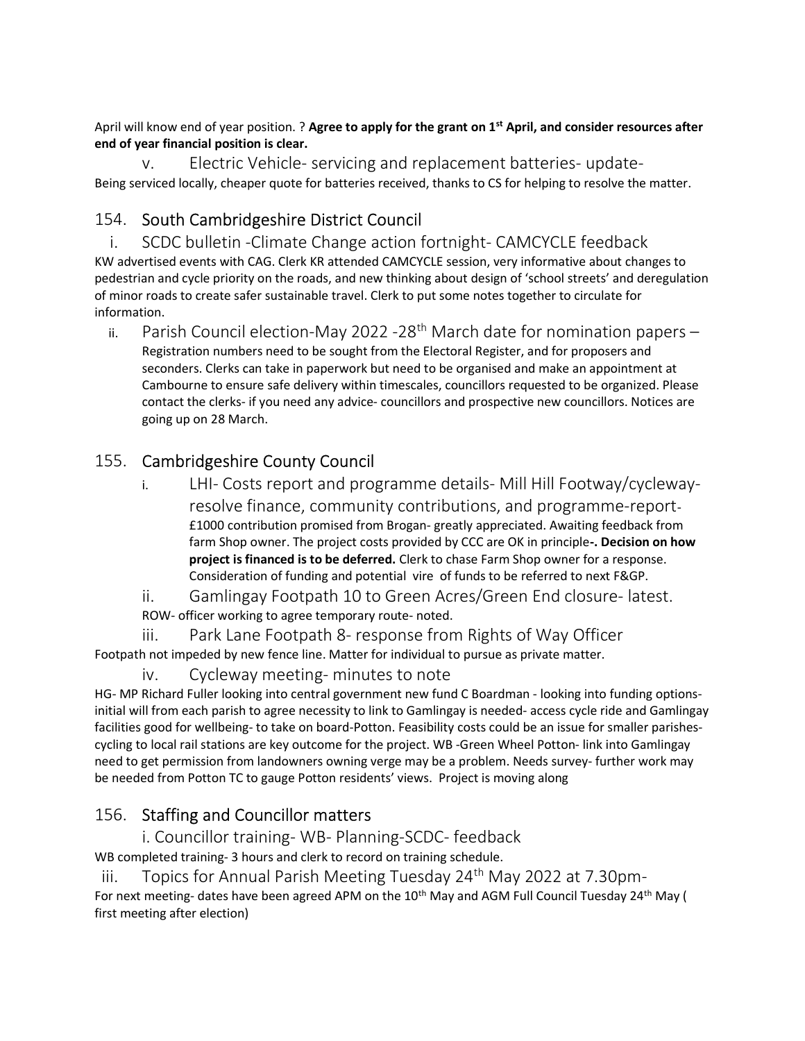April will know end of year position. ? **Agree to apply for the grant on 1st April, and consider resources after end of year financial position is clear.**

v. Electric Vehicle- servicing and replacement batteries- update-

Being serviced locally, cheaper quote for batteries received, thanks to CS for helping to resolve the matter.

## 154. South Cambridgeshire District Council

i. SCDC bulletin -Climate Change action fortnight- CAMCYCLE feedback

KW advertised events with CAG. Clerk KR attended CAMCYCLE session, very informative about changes to pedestrian and cycle priority on the roads, and new thinking about design of 'school streets' and deregulation of minor roads to create safer sustainable travel. Clerk to put some notes together to circulate for information.

ii. Parish Council election-May 2022 -28th March date for nomination papers – Registration numbers need to be sought from the Electoral Register, and for proposers and seconders. Clerks can take in paperwork but need to be organised and make an appointment at Cambourne to ensure safe delivery within timescales, councillors requested to be organized. Please contact the clerks- if you need any advice- councillors and prospective new councillors. Notices are going up on 28 March.

## 155. Cambridgeshire County Council

i. LHI- Costs report and programme details- Mill Hill Footway/cycleway-resolve finance, community contributions, and programme-report- £1000 contribution promised from Brogan- greatly appreciated. Awaiting feedback from farm Shop owner. The project costs provided by CCC are OK in principle**-. Decision on how project is financed is to be deferred.** Clerk to chase Farm Shop owner for a response. Consideration of funding and potential vire of funds to be referred to next F&GP.

ii. Gamlingay Footpath 10 to Green Acres/Green End closure- latest.

ROW- officer working to agree temporary route- noted.

iii. Park Lane Footpath 8- response from Rights of Way Officer

Footpath not impeded by new fence line. Matter for individual to pursue as private matter.

iv. Cycleway meeting- minutes to note

HG- MP Richard Fuller looking into central government new fund C Boardman - looking into funding options- initial will from each parish to agree necessity to link to Gamlingay is needed- access cycle ride and Gamlingay facilities good for wellbeing- to take on board-Potton. Feasibility costs could be an issue for smaller parishes- cycling to local rail stations are key outcome for the project. WB -Green Wheel Potton- link into Gamlingay need to get permission from landowners owning verge may be a problem. Needs survey- further work may be needed from Potton TC to gauge Potton residents' views. Project is moving along

## 156. Staffing and Councillor matters

i. Councillor training- WB- Planning-SCDC- feedback

WB completed training- 3 hours and clerk to record on training schedule.

iii. Topics for Annual Parish Meeting Tuesday 24th May 2022 at 7.30pm-

For next meeting- dates have been agreed APM on the 10th May and AGM Full Council Tuesday 24th May ( first meeting after election)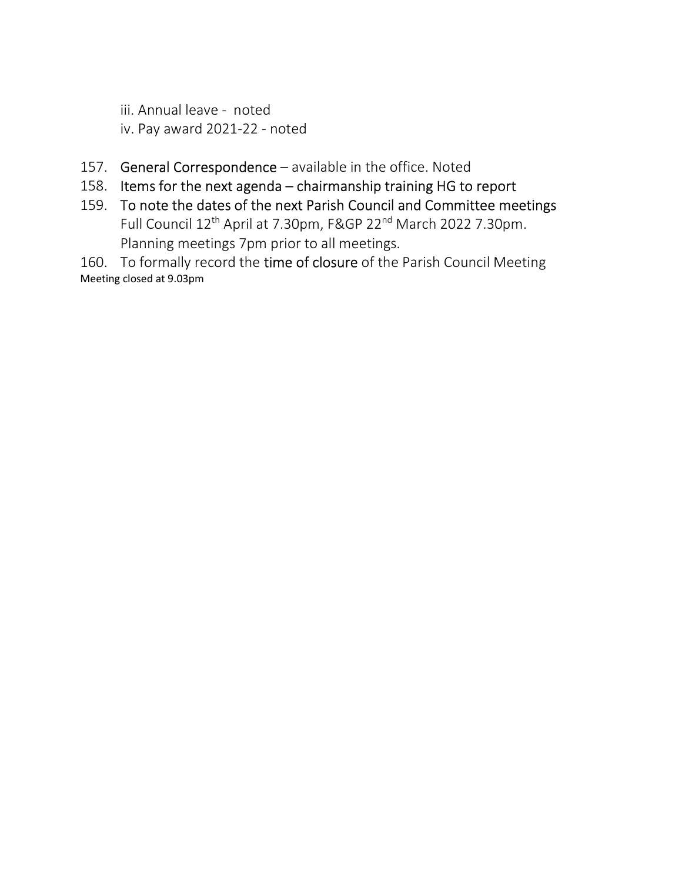iii. Annual leave - noted

iv. Pay award 2021-22 - noted

157. General Correspondence – available in the office. Noted

158. Items for the next agenda – chairmanship training HG to report

159. To note the dates of the next Parish Council and Committee meetings
Full Council 12th April at 7.30pm, F&GP 22nd March 2022 7.30pm.
Planning meetings 7pm prior to all meetings.

160. To formally record the time of closure of the Parish Council Meeting
Meeting closed at 9.03pm